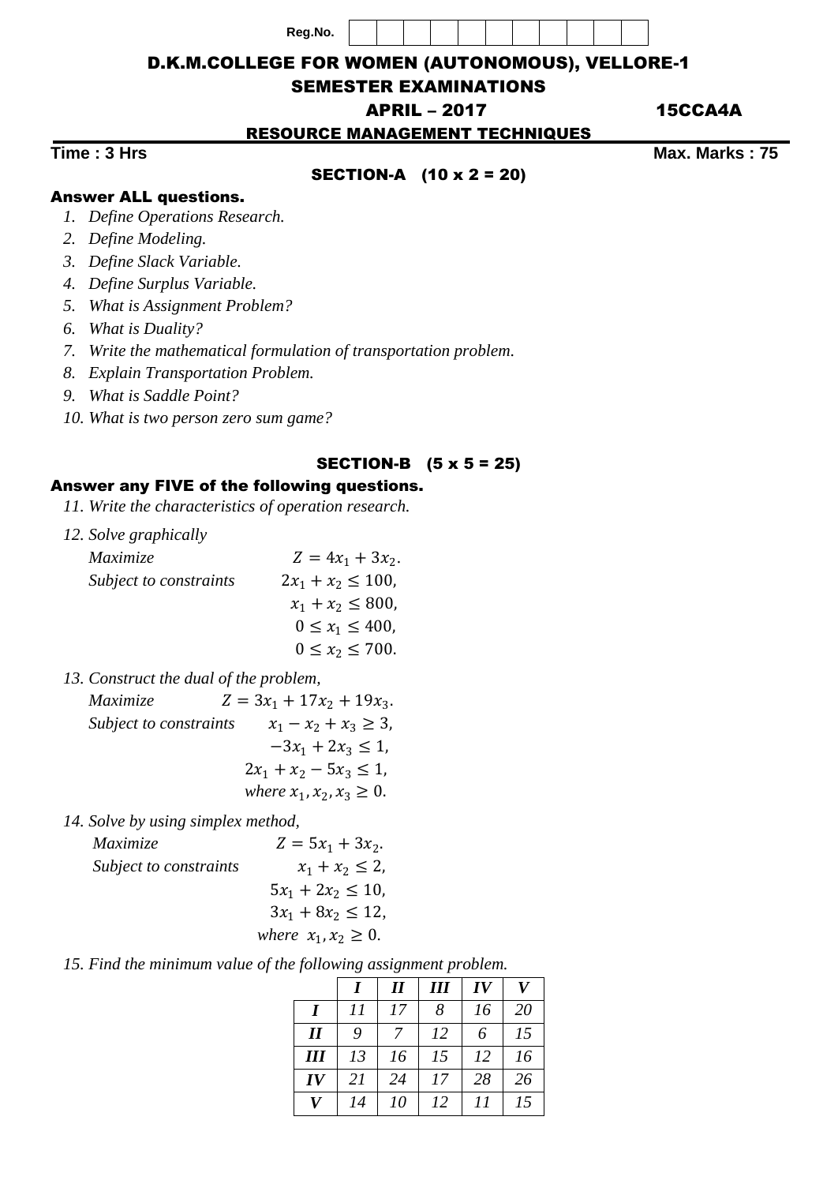Reg.No. | | | | | | | | | | | |

# D.K.M.COLLEGE FOR WOMEN (AUTONOMOUS), VELLORE-1

## SEMESTER EXAMINATIONS

**APRIL – 2017** **15CCA4A**

## RESOURCE MANAGEMENT TECHNIQUES

**Time : 3 Hrs** **Max. Marks : 75**

### SECTION-A (10 x 2 = 20)

**Answer ALL questions.**

1. *Define Operations Research.*
2. *Define Modeling.*
3. *Define Slack Variable.*
4. *Define Surplus Variable.*
5. *What is Assignment Problem?*
6. *What is Duality?*
7. *Write the mathematical formulation of transportation problem.*
8. *Explain Transportation Problem.*
9. *What is Saddle Point?*
10. *What is two person zero sum game?*

### SECTION-B (5 x 5 = 25)

**Answer any FIVE of the following questions.**

11. *Write the characteristics of operation research.*
12. *Solve graphically*

    *Maximize* $Z = 4x_1 + 3x_2.$

    *Subject to constraints* $2x_1 + x_2 \leq 100,$

    $x_1 + x_2 \leq 800,$

    $0 \leq x_1 \leq 400,$

    $0 \leq x_2 \leq 700.$

13. *Construct the dual of the problem,*

    *Maximize* $Z = 3x_1 + 17x_2 + 19x_3.$

    *Subject to constraints* $x_1 - x_2 + x_3 \geq 3,$

    $-3x_1 + 2x_3 \leq 1,$

    $2x_1 + x_2 - 5x_3 \leq 1,$

    *where* $x_1, x_2, x_3 \geq 0.$

14. *Solve by using simplex method,*

    *Maximize* $Z = 5x_1 + 3x_2.$

    *Subject to constraints* $x_1 + x_2 \leq 2,$

    $5x_1 + 2x_2 \leq 10,$

    $3x_1 + 8x_2 \leq 12,$

    *where* $x_1, x_2 \geq 0.$

15. *Find the minimum value of the following assignment problem.*

| | *I* | *II* | *III* | *IV* | *V* |
|---|---|---|---|---|---|
| ***I*** | 11 | 17 | 8 | 16 | 20 |
| ***II*** | 9 | 7 | 12 | 6 | 15 |
| ***III*** | 13 | 16 | 15 | 12 | 16 |
| ***IV*** | 21 | 24 | 17 | 28 | 26 |
| ***V*** | 14 | 10 | 12 | 11 | 15 |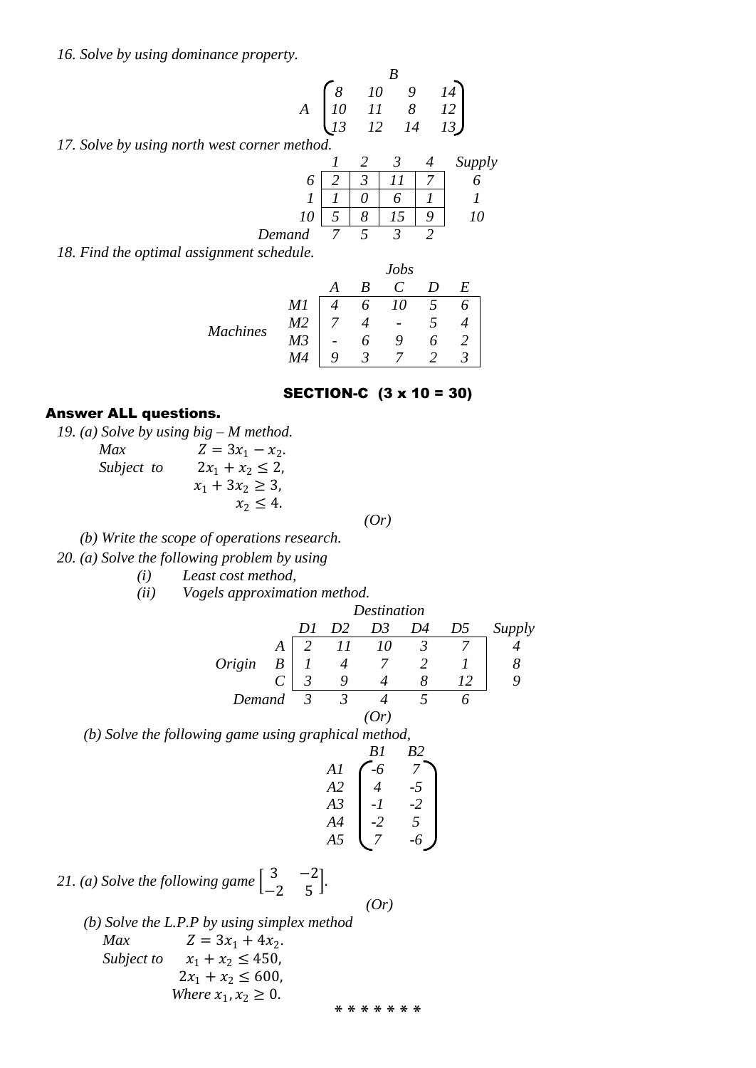*16. Solve by using dominance property.*

$$A \overset{B}{\begin{pmatrix} 8 & 10 & 9 & 14 \\ 10 & 11 & 8 & 12 \\ 13 & 12 & 14 & 13 \end{pmatrix}}$$

*17. Solve by using north west corner method.*

| | 1 | 2 | 3 | 4 | Supply |
|---|---|---|---|---|---|
| 6 | 2 | 3 | 11 | 7 | 6 |
| 1 | 1 | 0 | 6 | 1 | 1 |
| 10 | 5 | 8 | 15 | 9 | 10 |
| Demand | 7 | 5 | 3 | 2 | |

*18. Find the optimal assignment schedule.*

| | | Jobs | | | | |
|---|---|---|---|---|---|---|
| | | A | B | C | D | E |
| Machines | M1 | 4 | 6 | 10 | 5 | 6 |
| | M2 | 7 | 4 | - | 5 | 4 |
| | M3 | - | 6 | 9 | 6 | 2 |
| | M4 | 9 | 3 | 7 | 2 | 3 |

## SECTION-C (3 x 10 = 30)

**Answer ALL questions.**

*19. (a) Solve by using big – M method.*

Max $Z = 3x_1 - x_2$.

Subject to $2x_1 + x_2 \leq 2$,

$x_1 + 3x_2 \geq 3$,

$x_2 \leq 4$.

*(Or)*

*(b) Write the scope of operations research.*

*20. (a) Solve the following problem by using*

*(i) Least cost method,*

*(ii) Vogels approximation method.*

| | | Destination | | | | | |
|---|---|---|---|---|---|---|---|
| | | D1 | D2 | D3 | D4 | D5 | Supply |
| Origin | A | 2 | 11 | 10 | 3 | 7 | 4 |
| | B | 1 | 4 | 7 | 2 | 1 | 8 |
| | C | 3 | 9 | 4 | 8 | 12 | 9 |
| Demand | | 3 | 3 | 4 | 5 | 6 | |

*(Or)*

*(b) Solve the following game using graphical method,*

| | B1 | B2 |
|---|---|---|
| A1 | -6 | 7 |
| A2 | 4 | -5 |
| A3 | -1 | -2 |
| A4 | -2 | 5 |
| A5 | 7 | -6 |

*21. (a) Solve the following game* $\begin{bmatrix} 3 & -2 \\ -2 & 5 \end{bmatrix}$.

*(Or)*

*(b) Solve the L.P.P by using simplex method*

Max $Z = 3x_1 + 4x_2$.

Subject to $x_1 + x_2 \leq 450$,

$2x_1 + x_2 \leq 600$,

Where $x_1, x_2 \geq 0$.

\* \* \* \* \* \* \*